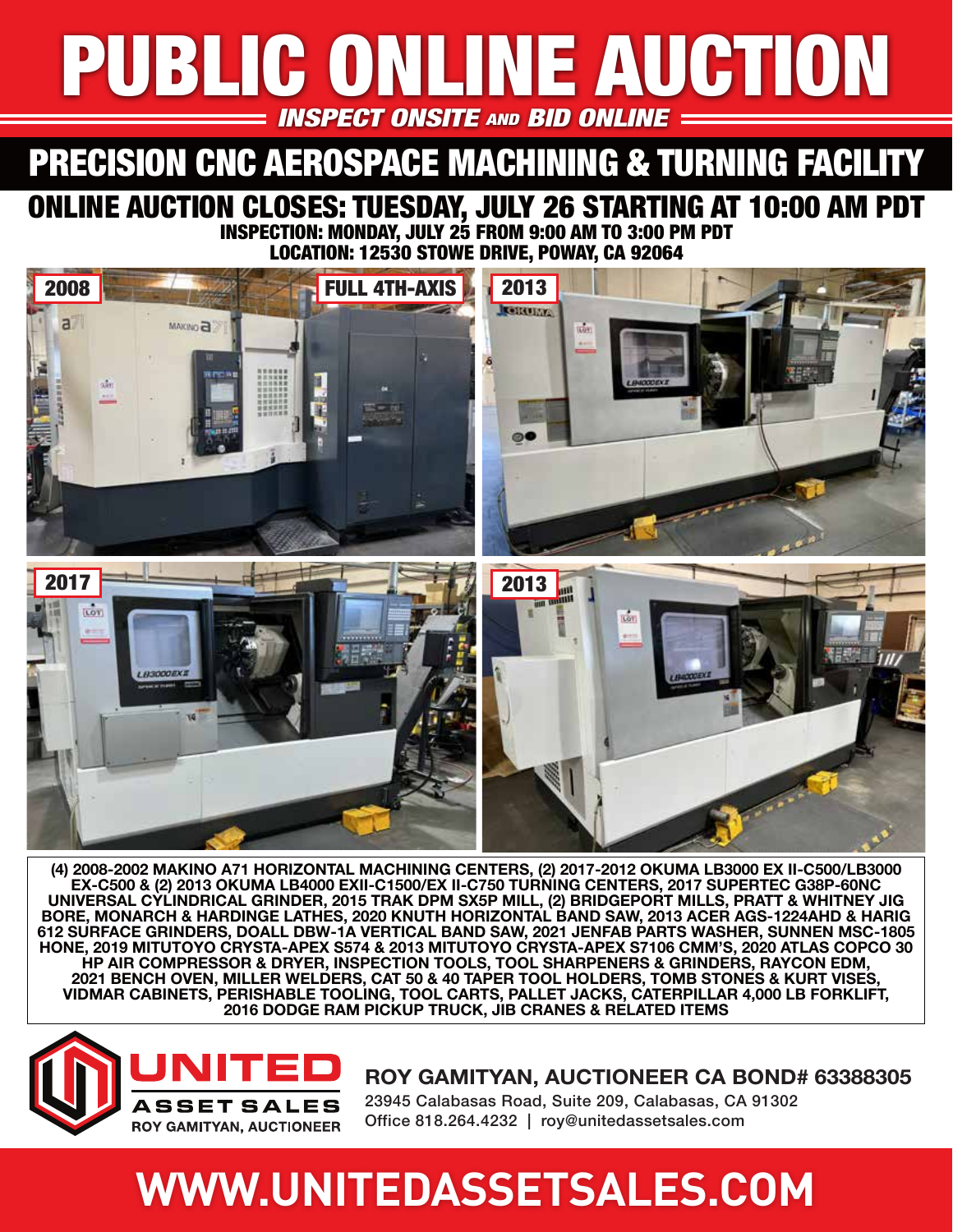# PUBLIC ONLINE AUCTION

***INSPECT ONSITE AND BID ONLINE***

## PRECISION CNC AEROSPACE MACHINING & TURNING FACILITY

### ONLINE AUCTION CLOSES: TUESDAY, JULY 26 STARTING AT 10:00 AM PDT

**INSPECTION: MONDAY, JULY 25 FROM 9:00 AM TO 3:00 PM PDT**

**LOCATION: 12530 STOWE DRIVE, POWAY, CA 92064**

2008

FULL 4TH-AXIS

2013

2017

2013

**(4) 2008-2002 MAKINO A71 HORIZONTAL MACHINING CENTERS, (2) 2017-2012 OKUMA LB3000 EX II-C500/LB3000 EX-C500 & (2) 2013 OKUMA LB4000 EXII-C1500/EX II-C750 TURNING CENTERS, 2017 SUPERTEC G38P-60NC UNIVERSAL CYLINDRICAL GRINDER, 2015 TRAK DPM SX5P MILL, (2) BRIDGEPORT MILLS, PRATT & WHITNEY JIG BORE, MONARCH & HARDINGE LATHES, 2020 KNUTH HORIZONTAL BAND SAW, 2013 ACER AGS-1224AHD & HARIG 612 SURFACE GRINDERS, DOALL DBW-1A VERTICAL BAND SAW, 2021 JENFAB PARTS WASHER, SUNNEN MSC-1805 HONE, 2019 MITUTOYO CRYSTA-APEX S574 & 2013 MITUTOYO CRYSTA-APEX S7106 CMM'S, 2020 ATLAS COPCO 30 HP AIR COMPRESSOR & DRYER, INSPECTION TOOLS, TOOL SHARPENERS & GRINDERS, RAYCON EDM, 2021 BENCH OVEN, MILLER WELDERS, CAT 50 & 40 TAPER TOOL HOLDERS, TOMB STONES & KURT VISES, VIDMAR CABINETS, PERISHABLE TOOLING, TOOL CARTS, PALLET JACKS, CATERPILLAR 4,000 LB FORKLIFT, 2016 DODGE RAM PICKUP TRUCK, JIB CRANES & RELATED ITEMS**

UNITED ASSET SALES

ROY GAMITYAN, AUCTIONEER

**ROY GAMITYAN, AUCTIONEER CA BOND# 63388305**

23945 Calabasas Road, Suite 209, Calabasas, CA 91302

Office 818.264.4232 | roy@unitedassetsales.com

## WWW.UNITEDASSETSALES.COM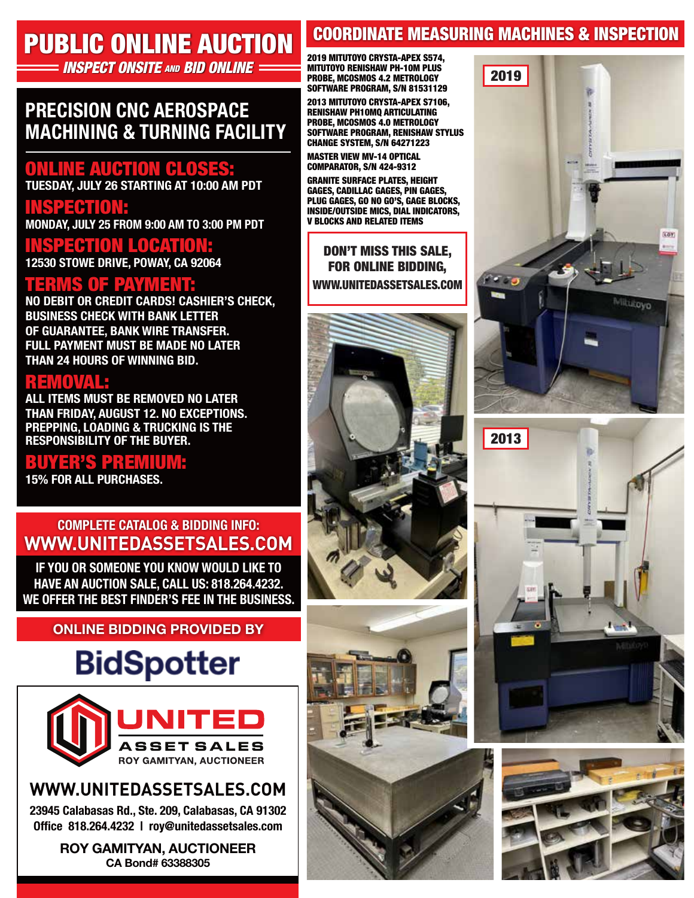# PUBLIC ONLINE AUCTION

***INSPECT ONSITE AND BID ONLINE***

## PRECISION CNC AEROSPACE MACHINING & TURNING FACILITY

### ONLINE AUCTION CLOSES:

**TUESDAY, JULY 26 STARTING AT 10:00 AM PDT**

### INSPECTION:

**MONDAY, JULY 25 FROM 9:00 AM TO 3:00 PM PDT**

### INSPECTION LOCATION:

**12530 STOWE DRIVE, POWAY, CA 92064**

### TERMS OF PAYMENT:

**NO DEBIT OR CREDIT CARDS! CASHIER'S CHECK, BUSINESS CHECK WITH BANK LETTER OF GUARANTEE, BANK WIRE TRANSFER. FULL PAYMENT MUST BE MADE NO LATER THAN 24 HOURS OF WINNING BID.**

### REMOVAL:

**ALL ITEMS MUST BE REMOVED NO LATER THAN FRIDAY, AUGUST 12. NO EXCEPTIONS. PREPPING, LOADING & TRUCKING IS THE RESPONSIBILITY OF THE BUYER.**

### BUYER'S PREMIUM:

**15% FOR ALL PURCHASES.**

**COMPLETE CATALOG & BIDDING INFO:**
**WWW.UNITEDASSETSALES.COM**

**IF YOU OR SOMEONE YOU KNOW WOULD LIKE TO HAVE AN AUCTION SALE, CALL US: 818.264.4232. WE OFFER THE BEST FINDER'S FEE IN THE BUSINESS.**

**ONLINE BIDDING PROVIDED BY**

**BidSpotter**

**UNITED ASSET SALES**
ROY GAMITYAN, AUCTIONEER

**WWW.UNITEDASSETSALES.COM**

23945 Calabasas Rd., Ste. 209, Calabasas, CA 91302
Office 818.264.4232 | roy@unitedassetsales.com

**ROY GAMITYAN, AUCTIONEER**
CA Bond# 63388305

## COORDINATE MEASURING MACHINES & INSPECTION

**2019 MITUTOYO CRYSTA-APEX S574, MITUTOYO RENISHAW PH-10M PLUS PROBE, MCOSMOS 4.2 METROLOGY SOFTWARE PROGRAM, S/N 81531129**

**2013 MITUTOYO CRYSTA-APEX S7106, RENISHAW PH10MQ ARTICULATING PROBE, MCOSMOS 4.0 METROLOGY SOFTWARE PROGRAM, RENISHAW STYLUS CHANGE SYSTEM, S/N 64271223**

**MASTER VIEW MV-14 OPTICAL COMPARATOR, S/N 424-9312**

**GRANITE SURFACE PLATES, HEIGHT GAGES, CADILLAC GAGES, PIN GAGES, PLUG GAGES, GO NO GO'S, GAGE BLOCKS, INSIDE/OUTSIDE MICS, DIAL INDICATORS, V BLOCKS AND RELATED ITEMS**

**DON'T MISS THIS SALE, FOR ONLINE BIDDING, WWW.UNITEDASSETSALES.COM**

2019

2013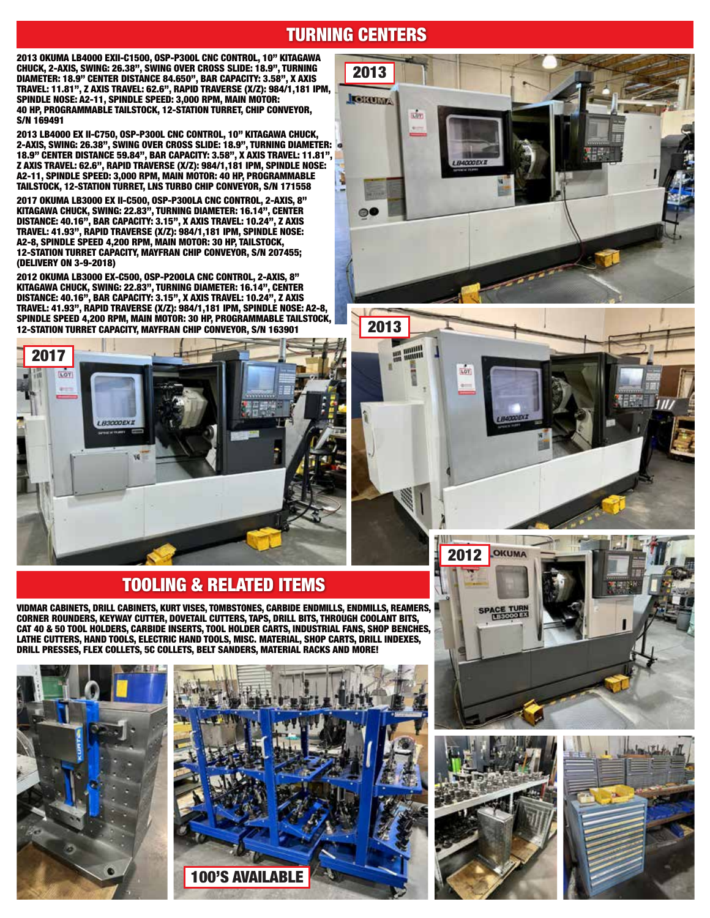## TURNING CENTERS

**2013 OKUMA LB4000 EXII-C1500, OSP-P300L CNC CONTROL, 10" KITAGAWA CHUCK, 2-AXIS, SWING: 26.38", SWING OVER CROSS SLIDE: 18.9", TURNING DIAMETER: 18.9" CENTER DISTANCE 84.650", BAR CAPACITY: 3.58", X AXIS TRAVEL: 11.81", Z AXIS TRAVEL: 62.6", RAPID TRAVERSE (X/Z): 984/1,181 IPM, SPINDLE NOSE: A2-11, SPINDLE SPEED: 3,000 RPM, MAIN MOTOR: 40 HP, PROGRAMMABLE TAILSTOCK, 12-STATION TURRET, CHIP CONVEYOR, S/N 169491**

**2013 LB4000 EX II-C750, OSP-P300L CNC CONTROL, 10" KITAGAWA CHUCK, 2-AXIS, SWING: 26.38", SWING OVER CROSS SLIDE: 18.9", TURNING DIAMETER: 18.9" CENTER DISTANCE 59.84", BAR CAPACITY: 3.58", X AXIS TRAVEL: 11.81", Z AXIS TRAVEL: 62.6", RAPID TRAVERSE (X/Z): 984/1,181 IPM, SPINDLE NOSE: A2-11, SPINDLE SPEED: 3,000 RPM, MAIN MOTOR: 40 HP, PROGRAMMABLE TAILSTOCK, 12-STATION TURRET, LNS TURBO CHIP CONVEYOR, S/N 171558**

**2017 OKUMA LB3000 EX II-C500, OSP-P300LA CNC CONTROL, 2-AXIS, 8" KITAGAWA CHUCK, SWING: 22.83", TURNING DIAMETER: 16.14", CENTER DISTANCE: 40.16", BAR CAPACITY: 3.15", X AXIS TRAVEL: 10.24", Z AXIS TRAVEL: 41.93", RAPID TRAVERSE (X/Z): 984/1,181 IPM, SPINDLE NOSE: A2-8, SPINDLE SPEED 4,200 RPM, MAIN MOTOR: 30 HP, TAILSTOCK, 12-STATION TURRET CAPACITY, MAYFRAN CHIP CONVEYOR, S/N 207455; (DELIVERY ON 3-9-2018)**

**2012 OKUMA LB3000 EX-C500, OSP-P200LA CNC CONTROL, 2-AXIS, 8" KITAGAWA CHUCK, SWING: 22.83", TURNING DIAMETER: 16.14", CENTER DISTANCE: 40.16", BAR CAPACITY: 3.15", X AXIS TRAVEL: 10.24", Z AXIS TRAVEL: 41.93", RAPID TRAVERSE (X/Z): 984/1,181 IPM, SPINDLE NOSE: A2-8, SPINDLE SPEED 4,200 RPM, MAIN MOTOR: 30 HP, PROGRAMMABLE TAILSTOCK, 12-STATION TURRET CAPACITY, MAYFRAN CHIP CONVEYOR, S/N 163901**

2013

2013

2017

2012

## TOOLING & RELATED ITEMS

**VIDMAR CABINETS, DRILL CABINETS, KURT VISES, TOMBSTONES, CARBIDE ENDMILLS, ENDMILLS, REAMERS, CORNER ROUNDERS, KEYWAY CUTTER, DOVETAIL CUTTERS, TAPS, DRILL BITS, THROUGH COOLANT BITS, CAT 40 & 50 TOOL HOLDERS, CARBIDE INSERTS, TOOL HOLDER CARTS, INDUSTRIAL FANS, SHOP BENCHES, LATHE CUTTERS, HAND TOOLS, ELECTRIC HAND TOOLS, MISC. MATERIAL, SHOP CARTS, DRILL INDEXES, DRILL PRESSES, FLEX COLLETS, 5C COLLETS, BELT SANDERS, MATERIAL RACKS AND MORE!**

100'S AVAILABLE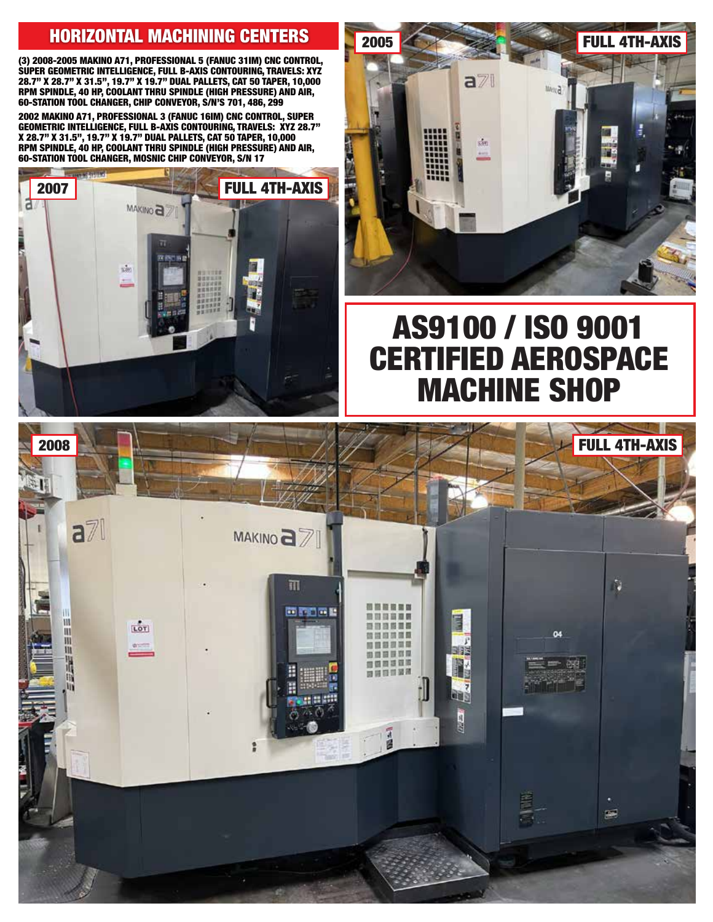## HORIZONTAL MACHINING CENTERS

**(3) 2008-2005 MAKINO A71, PROFESSIONAL 5 (FANUC 31IM) CNC CONTROL, SUPER GEOMETRIC INTELLIGENCE, FULL B-AXIS CONTOURING, TRAVELS: XYZ 28.7" X 28.7" X 31.5", 19.7" X 19.7" DUAL PALLETS, CAT 50 TAPER, 10,000 RPM SPINDLE, 40 HP, COOLANT THRU SPINDLE (HIGH PRESSURE) AND AIR, 60-STATION TOOL CHANGER, CHIP CONVEYOR, S/N'S 701, 486, 299**

**2002 MAKINO A71, PROFESSIONAL 3 (FANUC 16IM) CNC CONTROL, SUPER GEOMETRIC INTELLIGENCE, FULL B-AXIS CONTOURING, TRAVELS: XYZ 28.7" X 28.7" X 31.5", 19.7" X 19.7" DUAL PALLETS, CAT 50 TAPER, 10,000 RPM SPINDLE, 40 HP, COOLANT THRU SPINDLE (HIGH PRESSURE) AND AIR, 60-STATION TOOL CHANGER, MOSNIC CHIP CONVEYOR, S/N 17**

2007 FULL 4TH-AXIS

2005 FULL 4TH-AXIS

# AS9100 / ISO 9001 CERTIFIED AEROSPACE MACHINE SHOP

2008 FULL 4TH-AXIS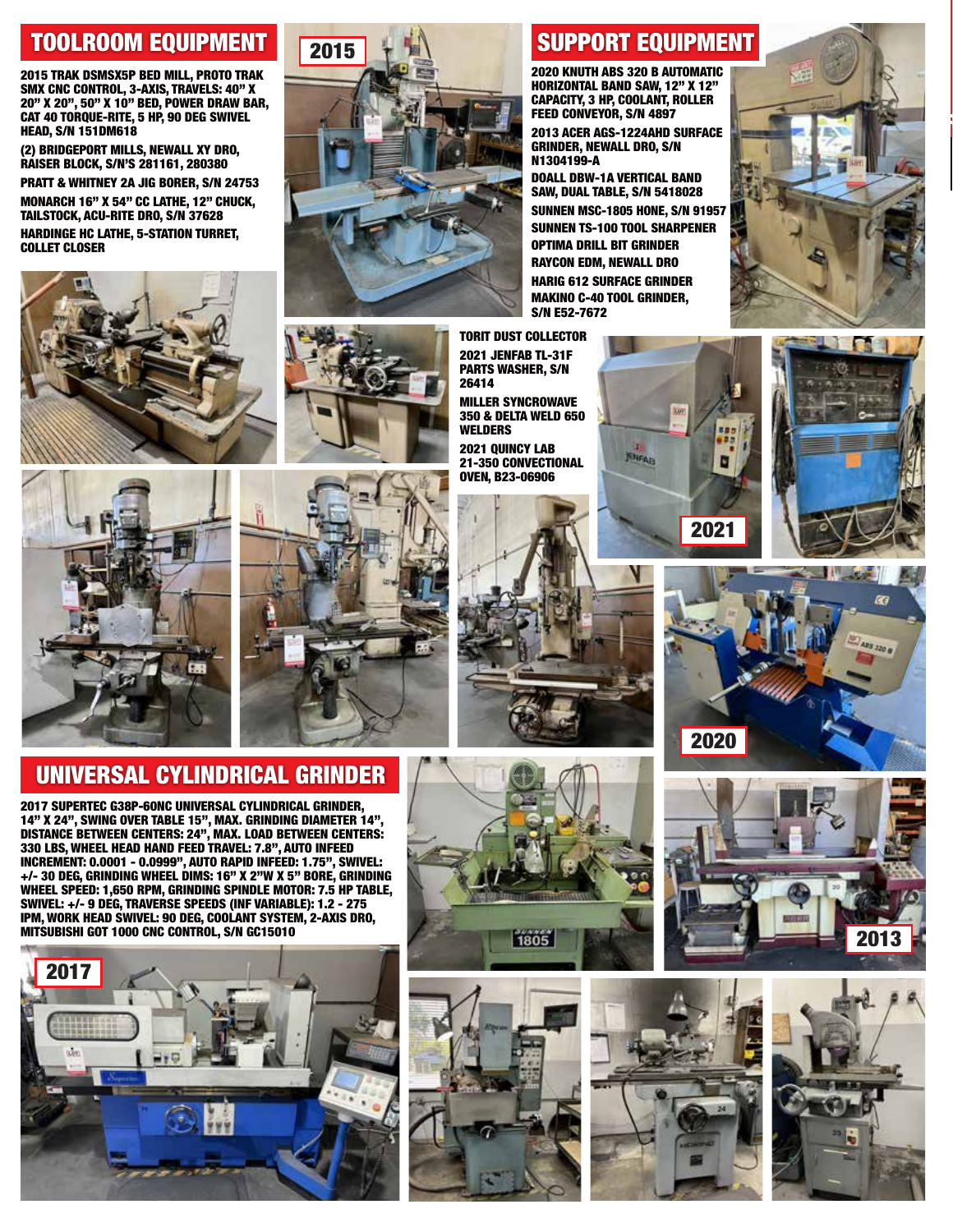# TOOLROOM EQUIPMENT

**2015 TRAK DSMSX5P BED MILL, PROTO TRAK SMX CNC CONTROL, 3-AXIS, TRAVELS: 40" X 20" X 20", 50" X 10" BED, POWER DRAW BAR, CAT 40 TORQUE-RITE, 5 HP, 90 DEG SWIVEL HEAD, S/N 151DM618**

**(2) BRIDGEPORT MILLS, NEWALL XY DRO, RAISER BLOCK, S/N'S 281161, 280380**

**PRATT & WHITNEY 2A JIG BORER, S/N 24753**

**MONARCH 16" X 54" CC LATHE, 12" CHUCK, TAILSTOCK, ACU-RITE DRO, S/N 37628**

**HARDINGE HC LATHE, 5-STATION TURRET, COLLET CLOSER**

2015

# SUPPORT EQUIPMENT

**2020 KNUTH ABS 320 B AUTOMATIC HORIZONTAL BAND SAW, 12" X 12" CAPACITY, 3 HP, COOLANT, ROLLER FEED CONVEYOR, S/N 4897**

**2013 ACER AGS-1224AHD SURFACE GRINDER, NEWALL DRO, S/N N1304199-A**

**DOALL DBW-1A VERTICAL BAND SAW, DUAL TABLE, S/N 5418028**

**SUNNEN MSC-1805 HONE, S/N 91957**

**SUNNEN TS-100 TOOL SHARPENER**

**OPTIMA DRILL BIT GRINDER**

**RAYCON EDM, NEWALL DRO**

**HARIG 612 SURFACE GRINDER**

**MAKINO C-40 TOOL GRINDER, S/N E52-7672**

**TORIT DUST COLLECTOR**

**2021 JENFAB TL-31F PARTS WASHER, S/N 26414**

**MILLER SYNCROWAVE 350 & DELTA WELD 650 WELDERS**

**2021 QUINCY LAB 21-350 CONVECTIONAL OVEN, B23-06906**

2021

2020

2013

# UNIVERSAL CYLINDRICAL GRINDER

**2017 SUPERTEC G38P-60NC UNIVERSAL CYLINDRICAL GRINDER, 14" X 24", SWING OVER TABLE 15", MAX. GRINDING DIAMETER 14", DISTANCE BETWEEN CENTERS: 24", MAX. LOAD BETWEEN CENTERS: 330 LBS, WHEEL HEAD HAND FEED TRAVEL: 7.8", AUTO INFEED INCREMENT: 0.0001 - 0.0999", AUTO RAPID INFEED: 1.75", SWIVEL: +/- 30 DEG, GRINDING WHEEL DIMS: 16" X 2"W X 5" BORE, GRINDING WHEEL SPEED: 1,650 RPM, GRINDING SPINDLE MOTOR: 7.5 HP TABLE, SWIVEL: +/- 9 DEG, TRAVERSE SPEEDS (INF VARIABLE): 1.2 - 275 IPM, WORK HEAD SWIVEL: 90 DEG, COOLANT SYSTEM, 2-AXIS DRO, MITSUBISHI GOT 1000 CNC CONTROL, S/N GC15010**

2017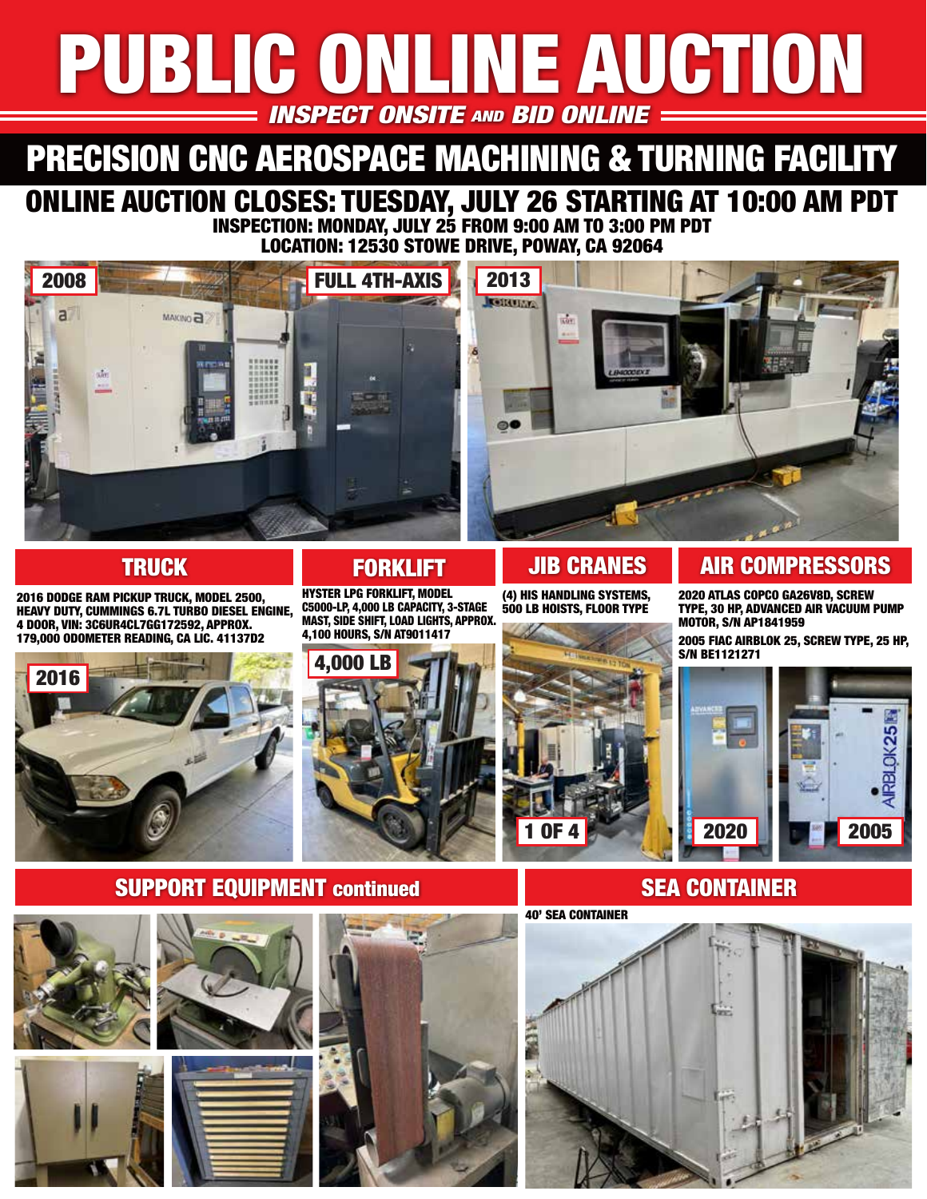# PUBLIC ONLINE AUCTION

*INSPECT ONSITE AND BID ONLINE*

## PRECISION CNC AEROSPACE MACHINING & TURNING FACILITY

### ONLINE AUCTION CLOSES: TUESDAY, JULY 26 STARTING AT 10:00 AM PDT

**INSPECTION: MONDAY, JULY 25 FROM 9:00 AM TO 3:00 PM PDT**

**LOCATION: 12530 STOWE DRIVE, POWAY, CA 92064**

2008

FULL 4TH-AXIS

2013

## TRUCK

2016 DODGE RAM PICKUP TRUCK, MODEL 2500, HEAVY DUTY, CUMMINGS 6.7L TURBO DIESEL ENGINE, 4 DOOR, VIN: 3C6UR4CL7GG172592, APPROX. 179,000 ODOMETER READING, CA LIC. 41137D2

2016

## FORKLIFT

HYSTER LPG FORKLIFT, MODEL C5000-LP, 4,000 LB CAPACITY, 3-STAGE MAST, SIDE SHIFT, LOAD LIGHTS, APPROX. 4,100 HOURS, S/N AT9011417

4,000 LB

## JIB CRANES

(4) HIS HANDLING SYSTEMS, 500 LB HOISTS, FLOOR TYPE

1 OF 4

## AIR COMPRESSORS

2020 ATLAS COPCO GA26V8D, SCREW TYPE, 30 HP, ADVANCED AIR VACUUM PUMP MOTOR, S/N AP1841959

2005 FIAC AIRBLOK 25, SCREW TYPE, 25 HP, S/N BE1121271

2020

2005

## SUPPORT EQUIPMENT continued

## SEA CONTAINER

40' SEA CONTAINER